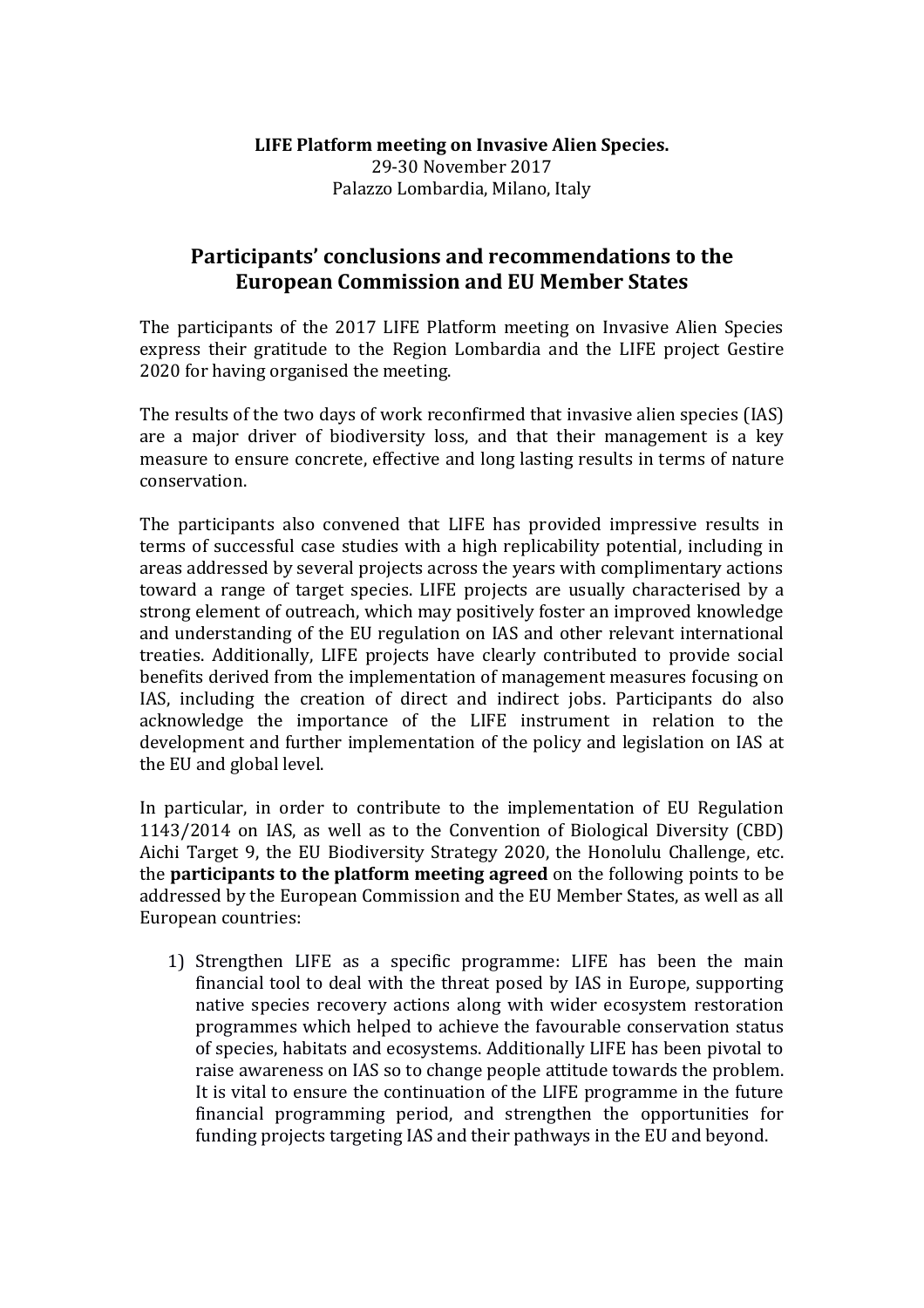**LIFE Platform meeting on Invasive Alien Species.**
29-30 November 2017
Palazzo Lombardia, Milano, Italy

## Participants' conclusions and recommendations to the European Commission and EU Member States

The participants of the 2017 LIFE Platform meeting on Invasive Alien Species express their gratitude to the Region Lombardia and the LIFE project Gestire 2020 for having organised the meeting.

The results of the two days of work reconfirmed that invasive alien species (IAS) are a major driver of biodiversity loss, and that their management is a key measure to ensure concrete, effective and long lasting results in terms of nature conservation.

The participants also convened that LIFE has provided impressive results in terms of successful case studies with a high replicability potential, including in areas addressed by several projects across the years with complimentary actions toward a range of target species. LIFE projects are usually characterised by a strong element of outreach, which may positively foster an improved knowledge and understanding of the EU regulation on IAS and other relevant international treaties. Additionally, LIFE projects have clearly contributed to provide social benefits derived from the implementation of management measures focusing on IAS, including the creation of direct and indirect jobs. Participants do also acknowledge the importance of the LIFE instrument in relation to the development and further implementation of the policy and legislation on IAS at the EU and global level.

In particular, in order to contribute to the implementation of EU Regulation 1143/2014 on IAS, as well as to the Convention of Biological Diversity (CBD) Aichi Target 9, the EU Biodiversity Strategy 2020, the Honolulu Challenge, etc. the **participants to the platform meeting agreed** on the following points to be addressed by the European Commission and the EU Member States, as well as all European countries:

1) Strengthen LIFE as a specific programme: LIFE has been the main financial tool to deal with the threat posed by IAS in Europe, supporting native species recovery actions along with wider ecosystem restoration programmes which helped to achieve the favourable conservation status of species, habitats and ecosystems. Additionally LIFE has been pivotal to raise awareness on IAS so to change people attitude towards the problem. It is vital to ensure the continuation of the LIFE programme in the future financial programming period, and strengthen the opportunities for funding projects targeting IAS and their pathways in the EU and beyond.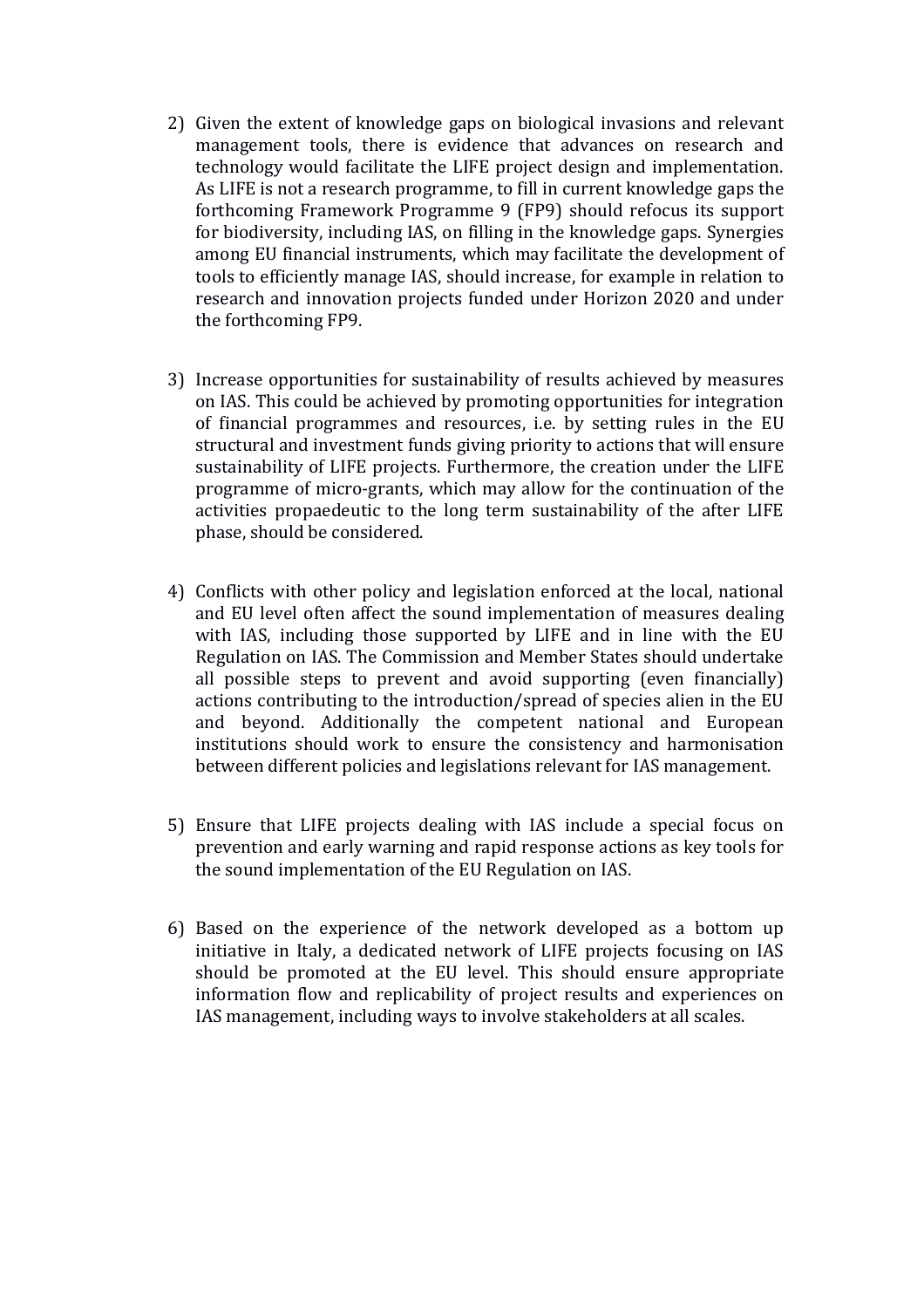2) Given the extent of knowledge gaps on biological invasions and relevant management tools, there is evidence that advances on research and technology would facilitate the LIFE project design and implementation. As LIFE is not a research programme, to fill in current knowledge gaps the forthcoming Framework Programme 9 (FP9) should refocus its support for biodiversity, including IAS, on filling in the knowledge gaps. Synergies among EU financial instruments, which may facilitate the development of tools to efficiently manage IAS, should increase, for example in relation to research and innovation projects funded under Horizon 2020 and under the forthcoming FP9.

3) Increase opportunities for sustainability of results achieved by measures on IAS. This could be achieved by promoting opportunities for integration of financial programmes and resources, i.e. by setting rules in the EU structural and investment funds giving priority to actions that will ensure sustainability of LIFE projects. Furthermore, the creation under the LIFE programme of micro-grants, which may allow for the continuation of the activities propaedeutic to the long term sustainability of the after LIFE phase, should be considered.

4) Conflicts with other policy and legislation enforced at the local, national and EU level often affect the sound implementation of measures dealing with IAS, including those supported by LIFE and in line with the EU Regulation on IAS. The Commission and Member States should undertake all possible steps to prevent and avoid supporting (even financially) actions contributing to the introduction/spread of species alien in the EU and beyond. Additionally the competent national and European institutions should work to ensure the consistency and harmonisation between different policies and legislations relevant for IAS management.

5) Ensure that LIFE projects dealing with IAS include a special focus on prevention and early warning and rapid response actions as key tools for the sound implementation of the EU Regulation on IAS.

6) Based on the experience of the network developed as a bottom up initiative in Italy, a dedicated network of LIFE projects focusing on IAS should be promoted at the EU level. This should ensure appropriate information flow and replicability of project results and experiences on IAS management, including ways to involve stakeholders at all scales.